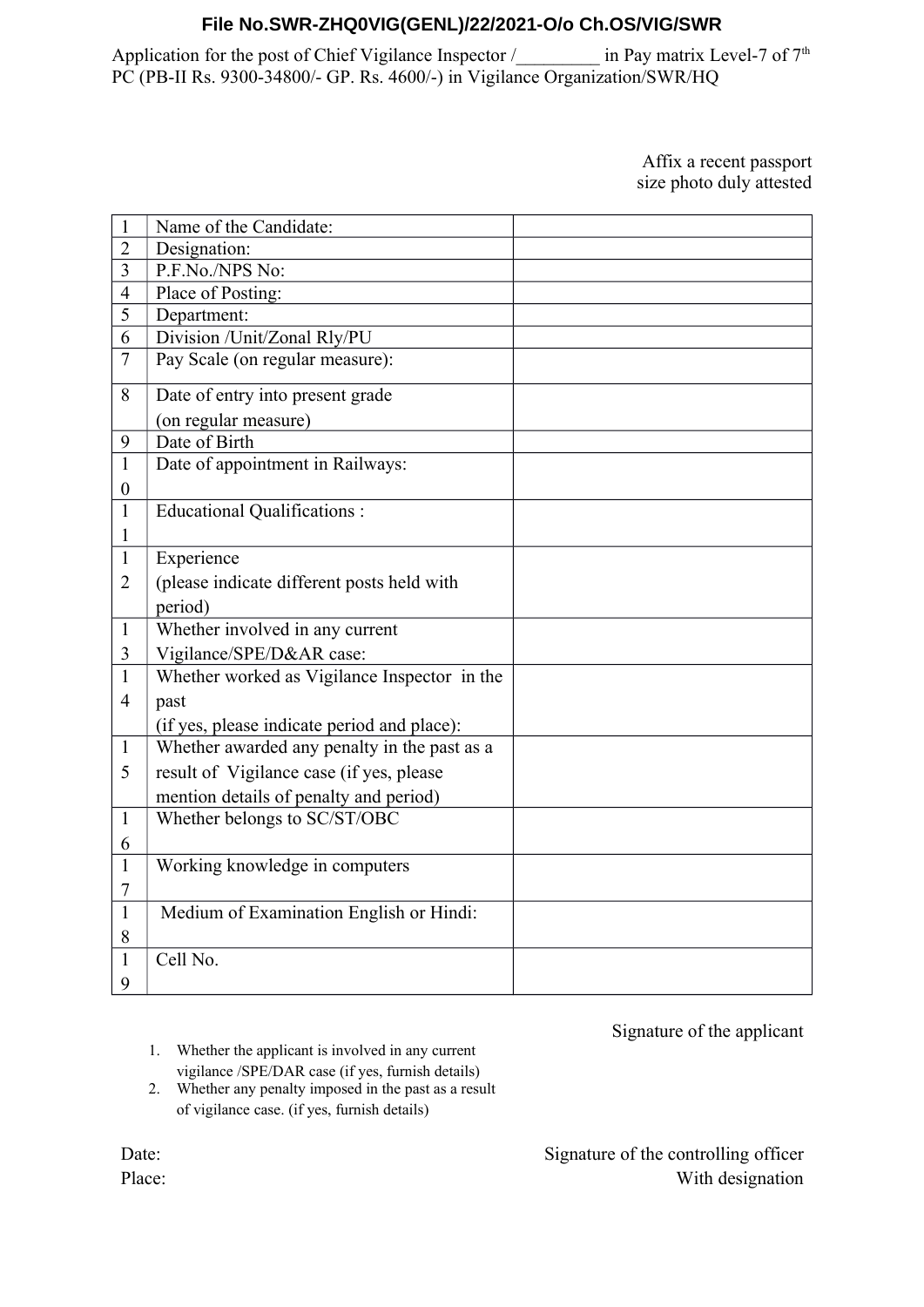**File No.SWR-ZHQ0VIG(GENL)/22/2021-O/o Ch.OS/VIG/SWR**

Application for the post of Chief Vigilance Inspector /_________ in Pay matrix Level-7 of 7th PC (PB-II Rs. 9300-34800/- GP. Rs. 4600/-) in Vigilance Organization/SWR/HQ

Affix a recent passport size photo duly attested

| | | |
|---|---|---|
| 1 | Name of the Candidate: | |
| 2 | Designation: | |
| 3 | P.F.No./NPS No: | |
| 4 | Place of Posting: | |
| 5 | Department: | |
| 6 | Division /Unit/Zonal Rly/PU | |
| 7 | Pay Scale (on regular measure): | |
| 8 | Date of entry into present grade (on regular measure) | |
| 9 | Date of Birth | |
| 10 | Date of appointment in Railways: | |
| 11 | Educational Qualifications : | |
| 12 | Experience (please indicate different posts held with period) | |
| 13 | Whether involved in any current Vigilance/SPE/D&AR case: | |
| 14 | Whether worked as Vigilance Inspector in the past (if yes, please indicate period and place): | |
| 15 | Whether awarded any penalty in the past as a result of Vigilance case (if yes, please mention details of penalty and period) | |
| 16 | Whether belongs to SC/ST/OBC | |
| 17 | Working knowledge in computers | |
| 18 | Medium of Examination English or Hindi: | |
| 19 | Cell No. | |

Signature of the applicant

1. Whether the applicant is involved in any current vigilance /SPE/DAR case (if yes, furnish details)
2. Whether any penalty imposed in the past as a result of vigilance case. (if yes, furnish details)

Date:

Place:

Signature of the controlling officer
With designation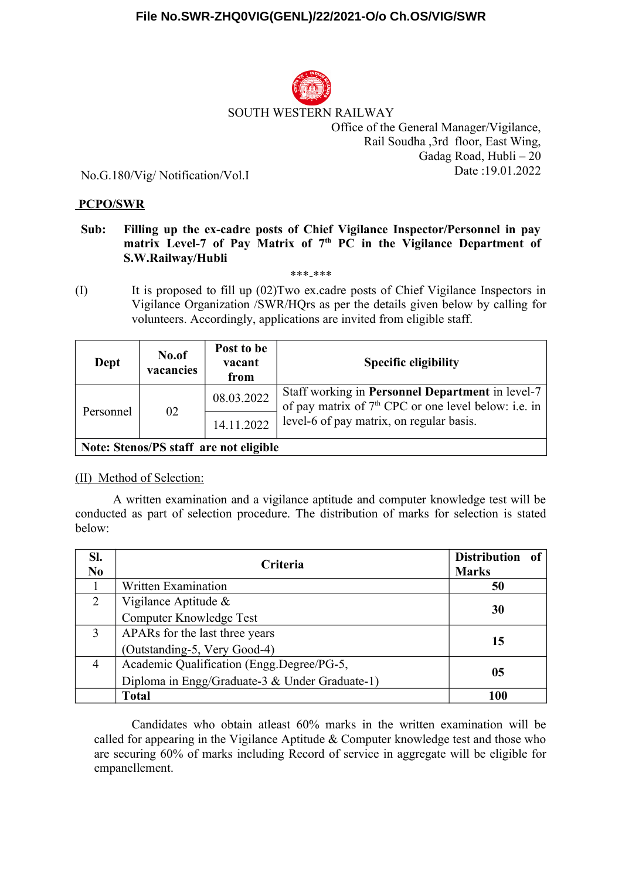File No.SWR-ZHQ0VIG(GENL)/22/2021-O/o Ch.OS/VIG/SWR

SOUTH WESTERN RAILWAY

Office of the General Manager/Vigilance,
Rail Soudha ,3rd floor, East Wing,
Gadag Road, Hubli – 20
Date :19.01.2022

No.G.180/Vig/ Notification/Vol.I

**PCPO/SWR**

**Sub: Filling up the ex-cadre posts of Chief Vigilance Inspector/Personnel in pay matrix Level-7 of Pay Matrix of 7th PC in the Vigilance Department of S.W.Railway/Hubli**

***_***

(I) It is proposed to fill up (02)Two ex.cadre posts of Chief Vigilance Inspectors in Vigilance Organization /SWR/HQrs as per the details given below by calling for volunteers. Accordingly, applications are invited from eligible staff.

| Dept | No.of vacancies | Post to be vacant from | Specific eligibility |
|---|---|---|---|
| Personnel | 02 | 08.03.2022 | Staff working in **Personnel Department** in level-7 of pay matrix of 7th CPC or one level below: i.e. in level-6 of pay matrix, on regular basis. |
| | | 14.11.2022 | |
| **Note: Stenos/PS staff are not eligible** | | | |

(II) Method of Selection:

A written examination and a vigilance aptitude and computer knowledge test will be conducted as part of selection procedure. The distribution of marks for selection is stated below:

| Sl. No | Criteria | Distribution of Marks |
|---|---|---|
| 1 | Written Examination | **50** |
| 2 | Vigilance Aptitude & Computer Knowledge Test | **30** |
| 3 | APARs for the last three years (Outstanding-5, Very Good-4) | **15** |
| 4 | Academic Qualification (Engg.Degree/PG-5, Diploma in Engg/Graduate-3 & Under Graduate-1) | **05** |
| | **Total** | **100** |

Candidates who obtain atleast 60% marks in the written examination will be called for appearing in the Vigilance Aptitude & Computer knowledge test and those who are securing 60% of marks including Record of service in aggregate will be eligible for empanellement.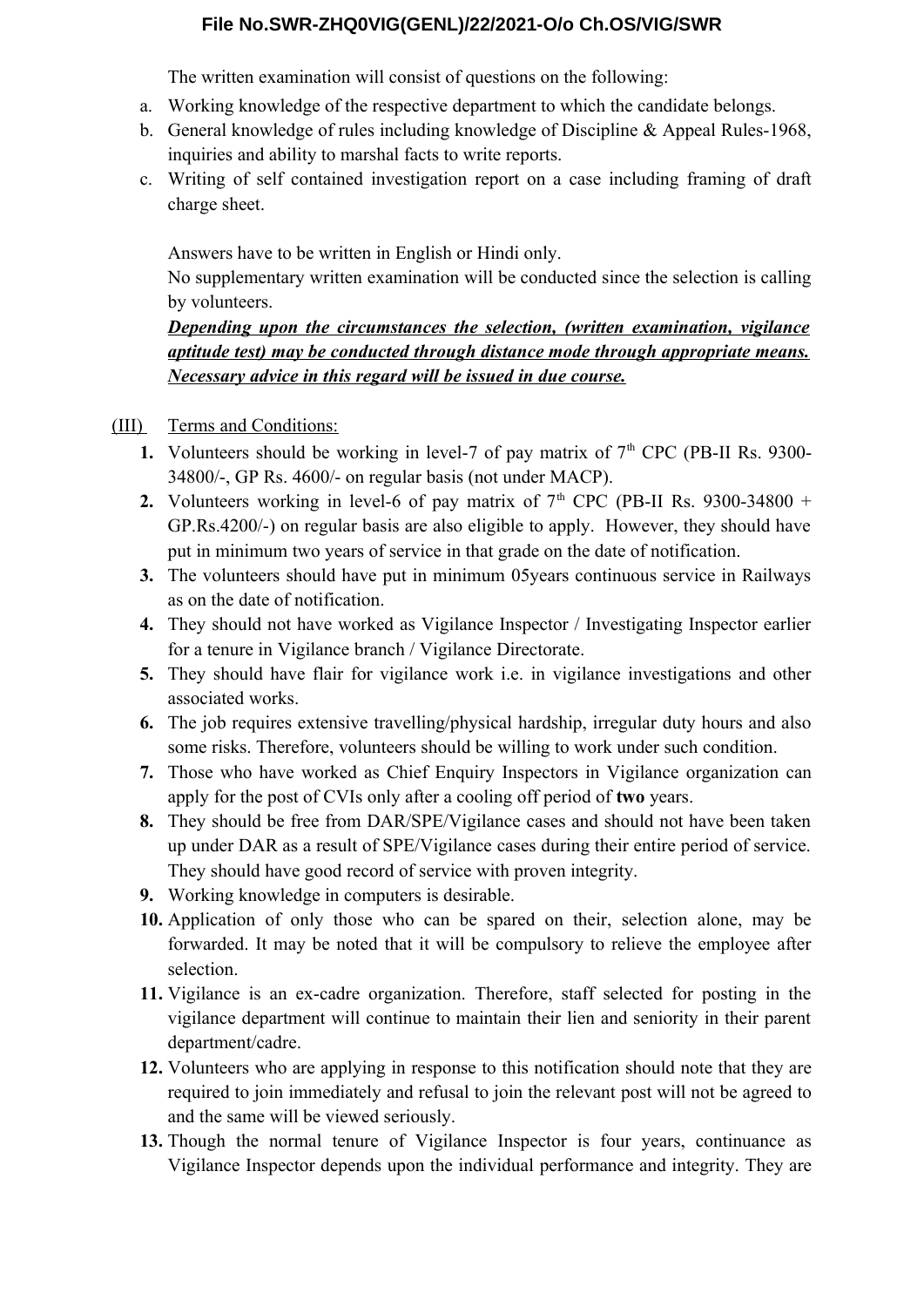The written examination will consist of questions on the following:

a. Working knowledge of the respective department to which the candidate belongs.
b. General knowledge of rules including knowledge of Discipline & Appeal Rules-1968, inquiries and ability to marshal facts to write reports.
c. Writing of self contained investigation report on a case including framing of draft charge sheet.

Answers have to be written in English or Hindi only.

No supplementary written examination will be conducted since the selection is calling by volunteers.

***Depending upon the circumstances the selection, (written examination, vigilance aptitude test) may be conducted through distance mode through appropriate means. Necessary advice in this regard will be issued in due course.***

(III) Terms and Conditions:

1. Volunteers should be working in level-7 of pay matrix of 7th CPC (PB-II Rs. 9300-34800/-, GP Rs. 4600/- on regular basis (not under MACP).
2. Volunteers working in level-6 of pay matrix of 7th CPC (PB-II Rs. 9300-34800 + GP.Rs.4200/-) on regular basis are also eligible to apply. However, they should have put in minimum two years of service in that grade on the date of notification.
3. The volunteers should have put in minimum 05years continuous service in Railways as on the date of notification.
4. They should not have worked as Vigilance Inspector / Investigating Inspector earlier for a tenure in Vigilance branch / Vigilance Directorate.
5. They should have flair for vigilance work i.e. in vigilance investigations and other associated works.
6. The job requires extensive travelling/physical hardship, irregular duty hours and also some risks. Therefore, volunteers should be willing to work under such condition.
7. Those who have worked as Chief Enquiry Inspectors in Vigilance organization can apply for the post of CVIs only after a cooling off period of **two** years.
8. They should be free from DAR/SPE/Vigilance cases and should not have been taken up under DAR as a result of SPE/Vigilance cases during their entire period of service. They should have good record of service with proven integrity.
9. Working knowledge in computers is desirable.
10. Application of only those who can be spared on their, selection alone, may be forwarded. It may be noted that it will be compulsory to relieve the employee after selection.
11. Vigilance is an ex-cadre organization. Therefore, staff selected for posting in the vigilance department will continue to maintain their lien and seniority in their parent department/cadre.
12. Volunteers who are applying in response to this notification should note that they are required to join immediately and refusal to join the relevant post will not be agreed to and the same will be viewed seriously.
13. Though the normal tenure of Vigilance Inspector is four years, continuance as Vigilance Inspector depends upon the individual performance and integrity. They are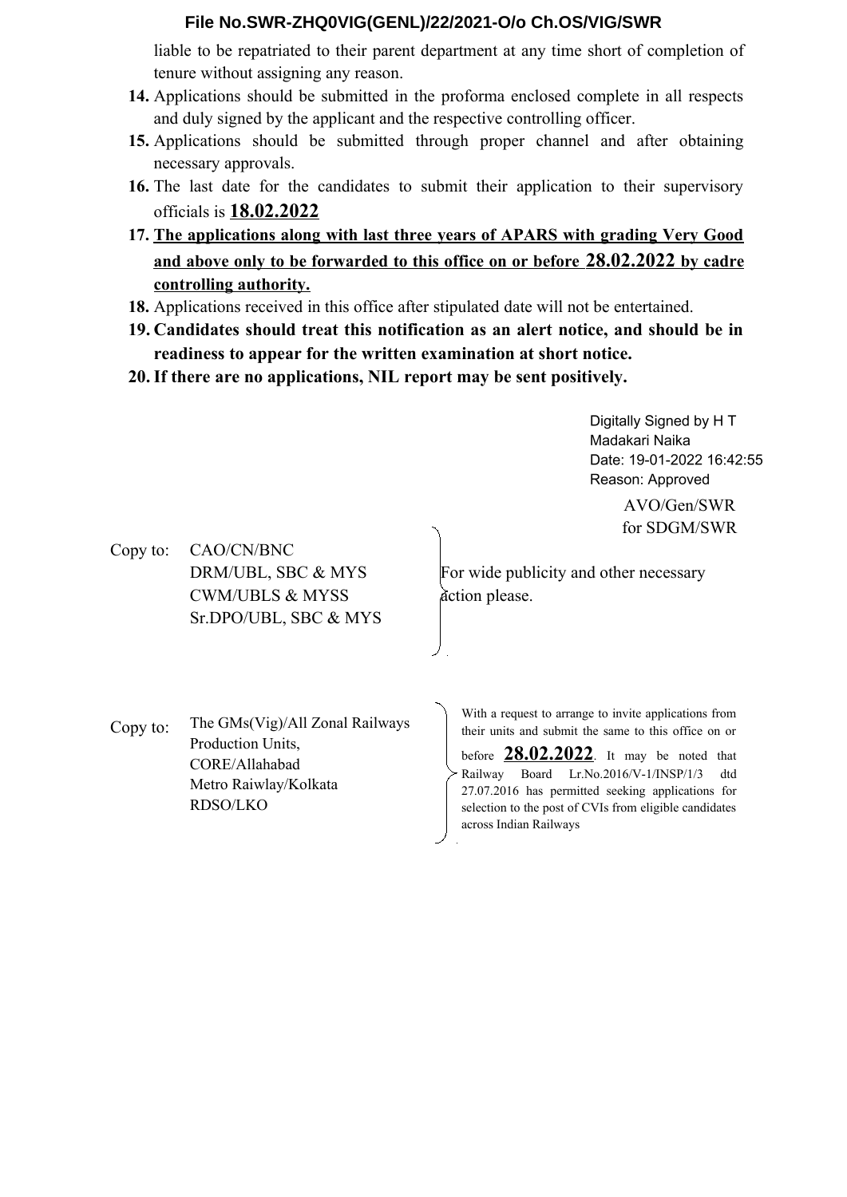liable to be repatriated to their parent department at any time short of completion of tenure without assigning any reason.

14. Applications should be submitted in the proforma enclosed complete in all respects and duly signed by the applicant and the respective controlling officer.
15. Applications should be submitted through proper channel and after obtaining necessary approvals.
16. The last date for the candidates to submit their application to their supervisory officials is **18.02.2022**
17. **The applications along with last three years of APARS with grading Very Good and above only to be forwarded to this office on or before 28.02.2022 by cadre controlling authority.**
18. Applications received in this office after stipulated date will not be entertained.
19. **Candidates should treat this notification as an alert notice, and should be in readiness to appear for the written examination at short notice.**
20. **If there are no applications, NIL report may be sent positively.**

Digitally Signed by H T Madakari Naika
Date: 19-01-2022 16:42:55
Reason: Approved

AVO/Gen/SWR
for SDGM/SWR

Copy to: CAO/CN/BNC
DRM/UBL, SBC & MYS
CWM/UBLS & MYSS
Sr.DPO/UBL, SBC & MYS

} For wide publicity and other necessary action please.

Copy to: The GMs(Vig)/All Zonal Railways
Production Units,
CORE/Allahabad
Metro Raiwlay/Kolkata
RDSO/LKO

} With a request to arrange to invite applications from their units and submit the same to this office on or before **28.02.2022**. It may be noted that Railway Board Lr.No.2016/V-1/INSP/1/3 dtd 27.07.2016 has permitted seeking applications for selection to the post of CVIs from eligible candidates across Indian Railways